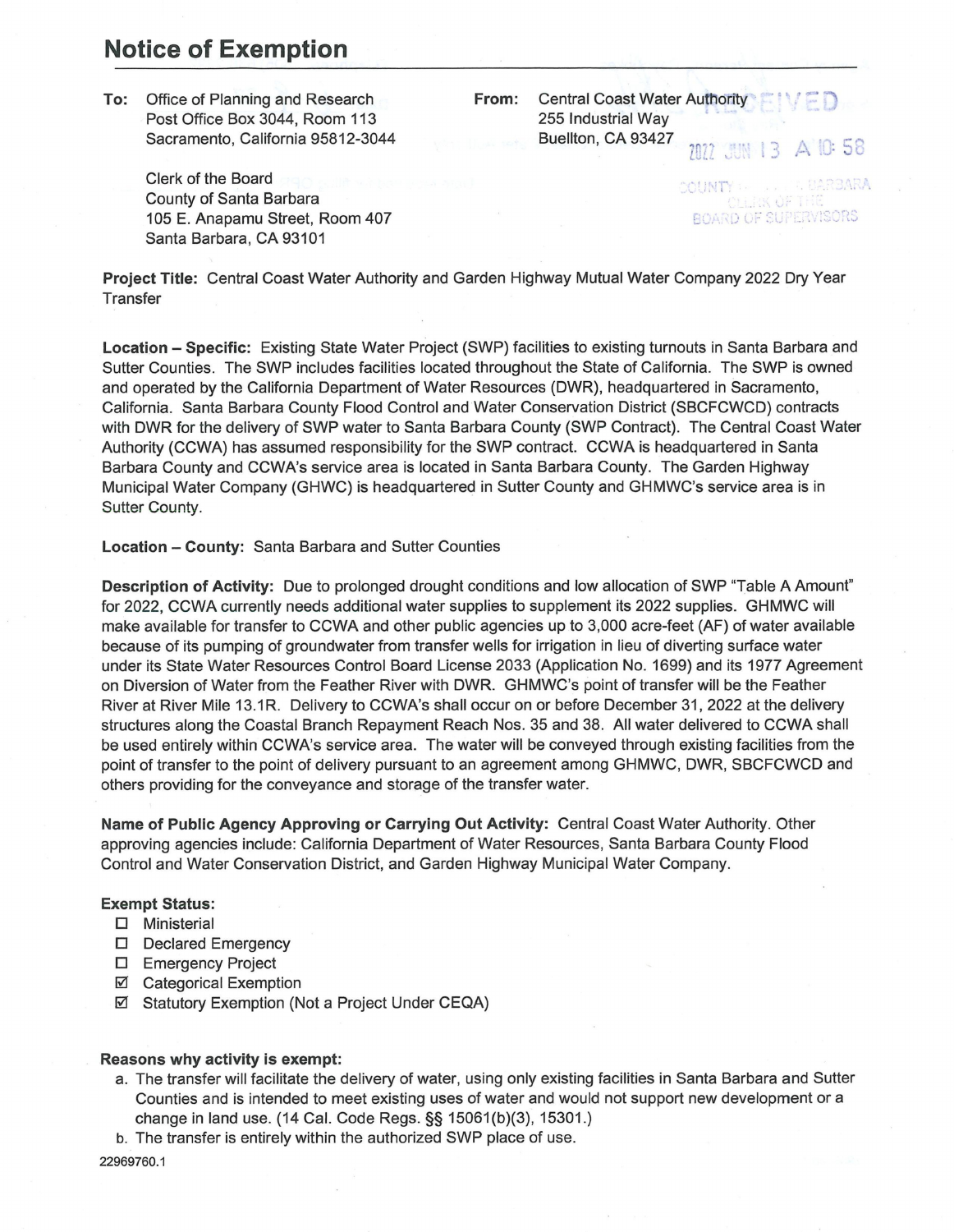# Notice of Exemption

**To:** Office of Planning and Research
Post Office Box 3044, Room 113
Sacramento, California 95812-3044

Clerk of the Board
County of Santa Barbara
105 E. Anapamu Street, Room 407
Santa Barbara, CA 93101

**From:** Central Coast Water Authority
255 Industrial Way
Buellton, CA 93427

RECEIVED
2022 JUN 13 A 10: 58
COUNTY OF SANTA BARBARA
CLERK OF THE
BOARD OF SUPERVISORS

**Project Title:** Central Coast Water Authority and Garden Highway Mutual Water Company 2022 Dry Year Transfer

**Location – Specific:** Existing State Water Project (SWP) facilities to existing turnouts in Santa Barbara and Sutter Counties. The SWP includes facilities located throughout the State of California. The SWP is owned and operated by the California Department of Water Resources (DWR), headquartered in Sacramento, California. Santa Barbara County Flood Control and Water Conservation District (SBCFCWCD) contracts with DWR for the delivery of SWP water to Santa Barbara County (SWP Contract). The Central Coast Water Authority (CCWA) has assumed responsibility for the SWP contract. CCWA is headquartered in Santa Barbara County and CCWA's service area is located in Santa Barbara County. The Garden Highway Municipal Water Company (GHWC) is headquartered in Sutter County and GHMWC's service area is in Sutter County.

**Location – County:** Santa Barbara and Sutter Counties

**Description of Activity:** Due to prolonged drought conditions and low allocation of SWP "Table A Amount" for 2022, CCWA currently needs additional water supplies to supplement its 2022 supplies. GHMWC will make available for transfer to CCWA and other public agencies up to 3,000 acre-feet (AF) of water available because of its pumping of groundwater from transfer wells for irrigation in lieu of diverting surface water under its State Water Resources Control Board License 2033 (Application No. 1699) and its 1977 Agreement on Diversion of Water from the Feather River with DWR. GHMWC's point of transfer will be the Feather River at River Mile 13.1R. Delivery to CCWA's shall occur on or before December 31, 2022 at the delivery structures along the Coastal Branch Repayment Reach Nos. 35 and 38. All water delivered to CCWA shall be used entirely within CCWA's service area. The water will be conveyed through existing facilities from the point of transfer to the point of delivery pursuant to an agreement among GHMWC, DWR, SBCFCWCD and others providing for the conveyance and storage of the transfer water.

**Name of Public Agency Approving or Carrying Out Activity:** Central Coast Water Authority. Other approving agencies include: California Department of Water Resources, Santa Barbara County Flood Control and Water Conservation District, and Garden Highway Municipal Water Company.

**Exempt Status:**

- ☐ Ministerial
- ☐ Declared Emergency
- ☐ Emergency Project
- ☑ Categorical Exemption
- ☑ Statutory Exemption (Not a Project Under CEQA)

**Reasons why activity is exempt:**

a. The transfer will facilitate the delivery of water, using only existing facilities in Santa Barbara and Sutter Counties and is intended to meet existing uses of water and would not support new development or a change in land use. (14 Cal. Code Regs. §§ 15061(b)(3), 15301.)

b. The transfer is entirely within the authorized SWP place of use.

22969760.1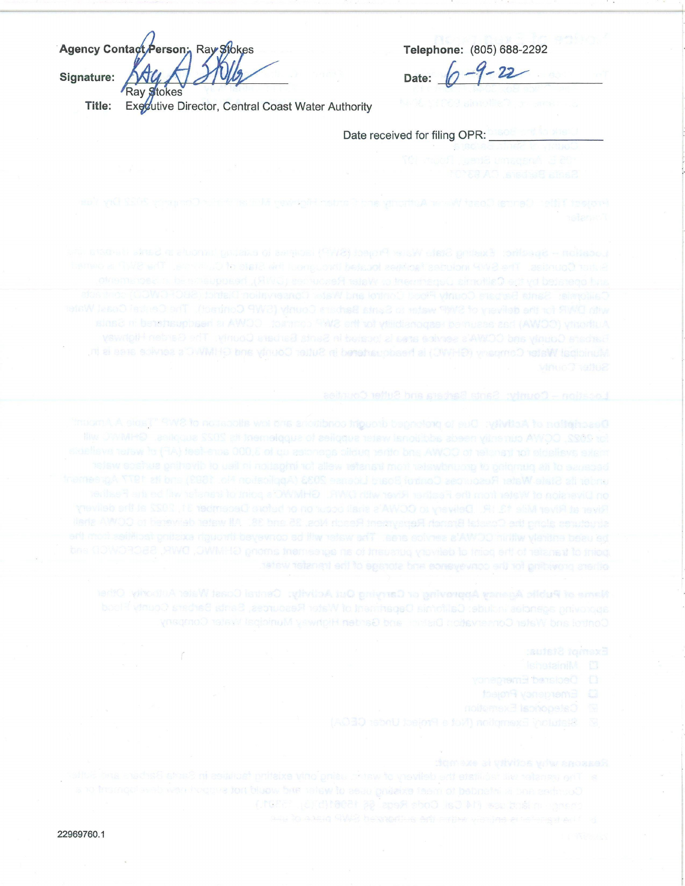**Agency Contact Person:** Ray Stokes

**Telephone:** (805) 688-2292

**Signature:** ______________________

Ray Stokes

**Date:** 6-9-22

**Title:** Executive Director, Central Coast Water Authority

Date received for filing OPR: ______________

22969760.1